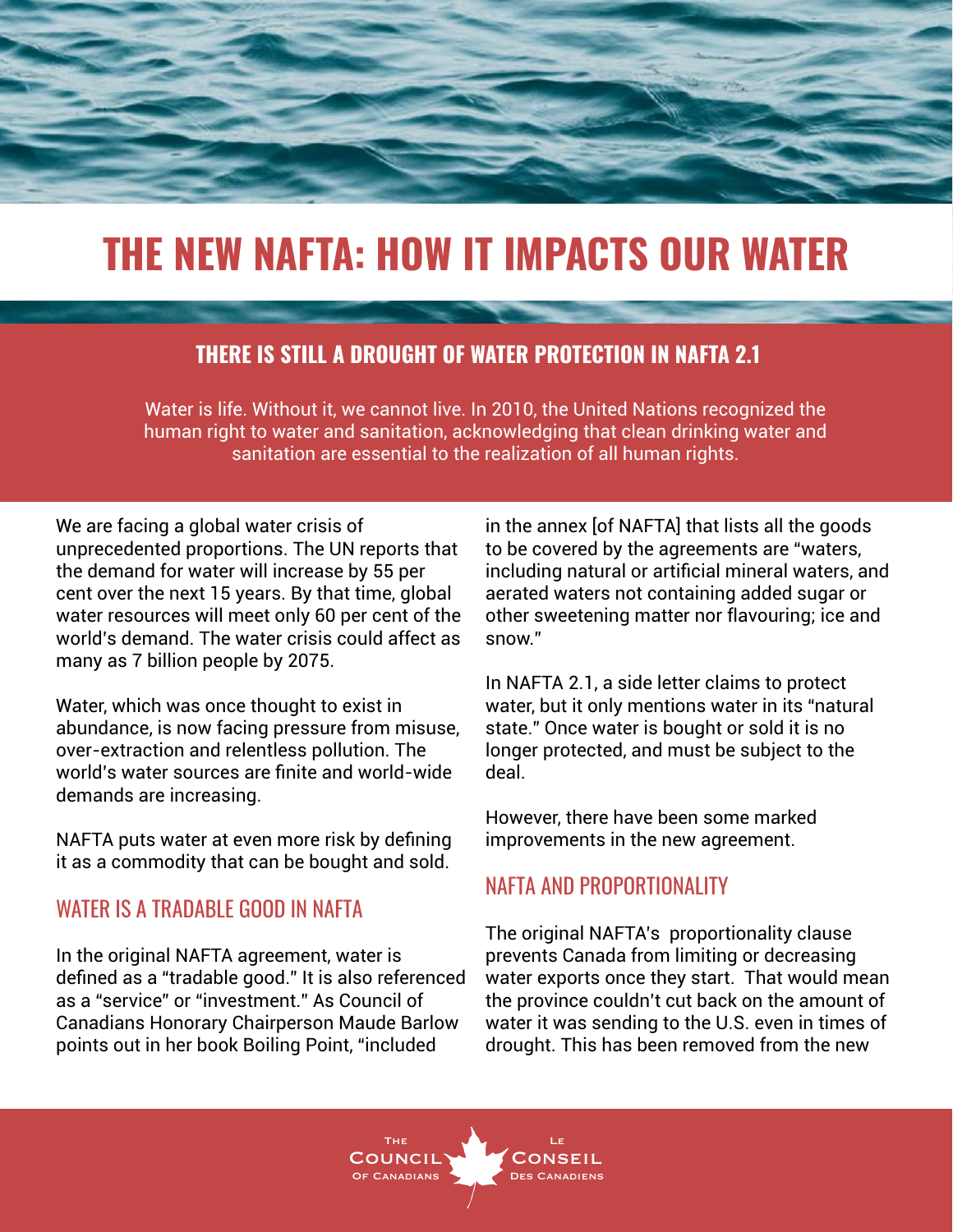# THE NEW NAFTA: HOW IT IMPACTS OUR WATER

## THERE IS STILL A DROUGHT OF WATER PROTECTION IN NAFTA 2.1

Water is life. Without it, we cannot live. In 2010, the United Nations recognized the human right to water and sanitation, acknowledging that clean drinking water and sanitation are essential to the realization of all human rights.

We are facing a global water crisis of unprecedented proportions. The UN reports that the demand for water will increase by 55 per cent over the next 15 years. By that time, global water resources will meet only 60 per cent of the world's demand. The water crisis could affect as many as 7 billion people by 2075.

Water, which was once thought to exist in abundance, is now facing pressure from misuse, over-extraction and relentless pollution. The world's water sources are finite and world-wide demands are increasing.

NAFTA puts water at even more risk by defining it as a commodity that can be bought and sold.

### WATER IS A TRADABLE GOOD IN NAFTA

In the original NAFTA agreement, water is defined as a "tradable good." It is also referenced as a "service" or "investment." As Council of Canadians Honorary Chairperson Maude Barlow points out in her book Boiling Point, "included in the annex [of NAFTA] that lists all the goods to be covered by the agreements are "waters, including natural or artificial mineral waters, and aerated waters not containing added sugar or other sweetening matter nor flavouring; ice and snow."

In NAFTA 2.1, a side letter claims to protect water, but it only mentions water in its "natural state." Once water is bought or sold it is no longer protected, and must be subject to the deal.

However, there have been some marked improvements in the new agreement.

### NAFTA AND PROPORTIONALITY

The original NAFTA's proportionality clause prevents Canada from limiting or decreasing water exports once they start. That would mean the province couldn't cut back on the amount of water it was sending to the U.S. even in times of drought. This has been removed from the new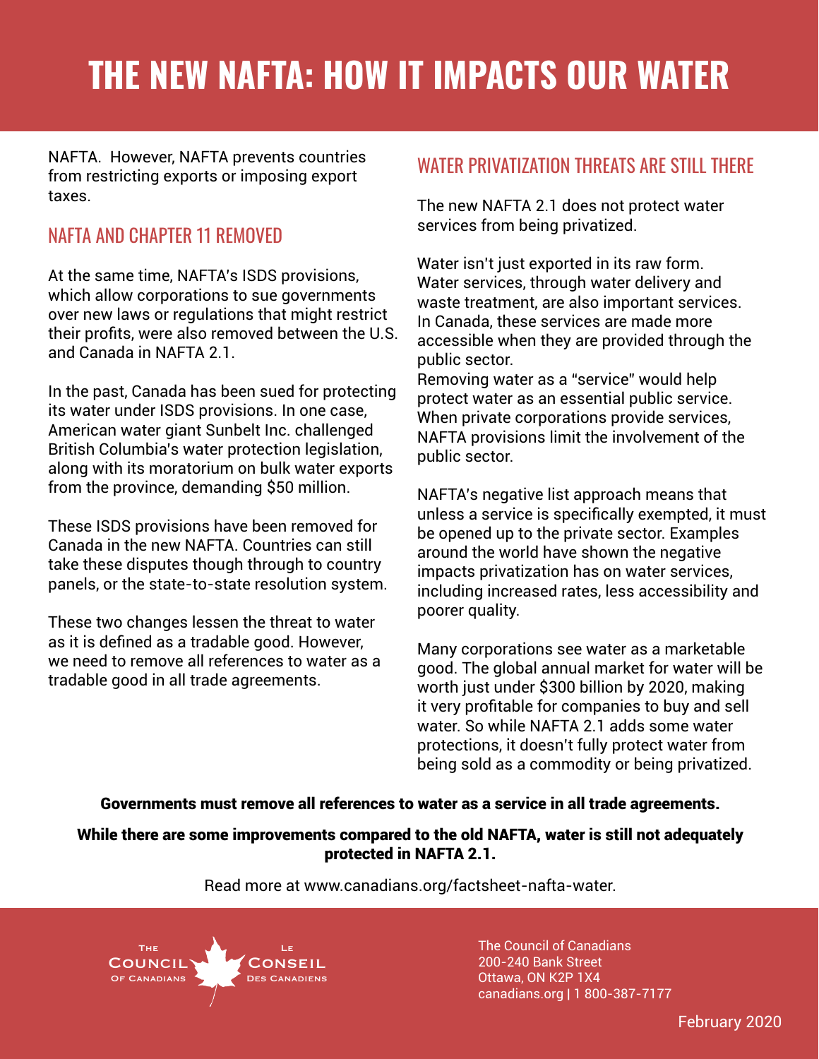# THE NEW NAFTA: HOW IT IMPACTS OUR WATER

NAFTA. However, NAFTA prevents countries from restricting exports or imposing export taxes.

## NAFTA AND CHAPTER 11 REMOVED

At the same time, NAFTA's ISDS provisions, which allow corporations to sue governments over new laws or regulations that might restrict their profits, were also removed between the U.S. and Canada in NAFTA 2.1.

In the past, Canada has been sued for protecting its water under ISDS provisions. In one case, American water giant Sunbelt Inc. challenged British Columbia's water protection legislation, along with its moratorium on bulk water exports from the province, demanding $50 million.

These ISDS provisions have been removed for Canada in the new NAFTA. Countries can still take these disputes though through to country panels, or the state-to-state resolution system.

These two changes lessen the threat to water as it is defined as a tradable good. However, we need to remove all references to water as a tradable good in all trade agreements.

## WATER PRIVATIZATION THREATS ARE STILL THERE

The new NAFTA 2.1 does not protect water services from being privatized.

Water isn't just exported in its raw form. Water services, through water delivery and waste treatment, are also important services. In Canada, these services are made more accessible when they are provided through the public sector.
Removing water as a "service" would help protect water as an essential public service. When private corporations provide services, NAFTA provisions limit the involvement of the public sector.

NAFTA's negative list approach means that unless a service is specifically exempted, it must be opened up to the private sector. Examples around the world have shown the negative impacts privatization has on water services, including increased rates, less accessibility and poorer quality.

Many corporations see water as a marketable good. The global annual market for water will be worth just under $300 billion by 2020, making it very profitable for companies to buy and sell water. So while NAFTA 2.1 adds some water protections, it doesn't fully protect water from being sold as a commodity or being privatized.

**Governments must remove all references to water as a service in all trade agreements.**

**While there are some improvements compared to the old NAFTA, water is still not adequately protected in NAFTA 2.1.**

Read more at www.canadians.org/factsheet-nafta-water.

The Council of Canadians / Le Conseil des Canadiens

The Council of Canadians
200-240 Bank Street
Ottawa, ON K2P 1X4
canadians.org | 1 800-387-7177

February 2020